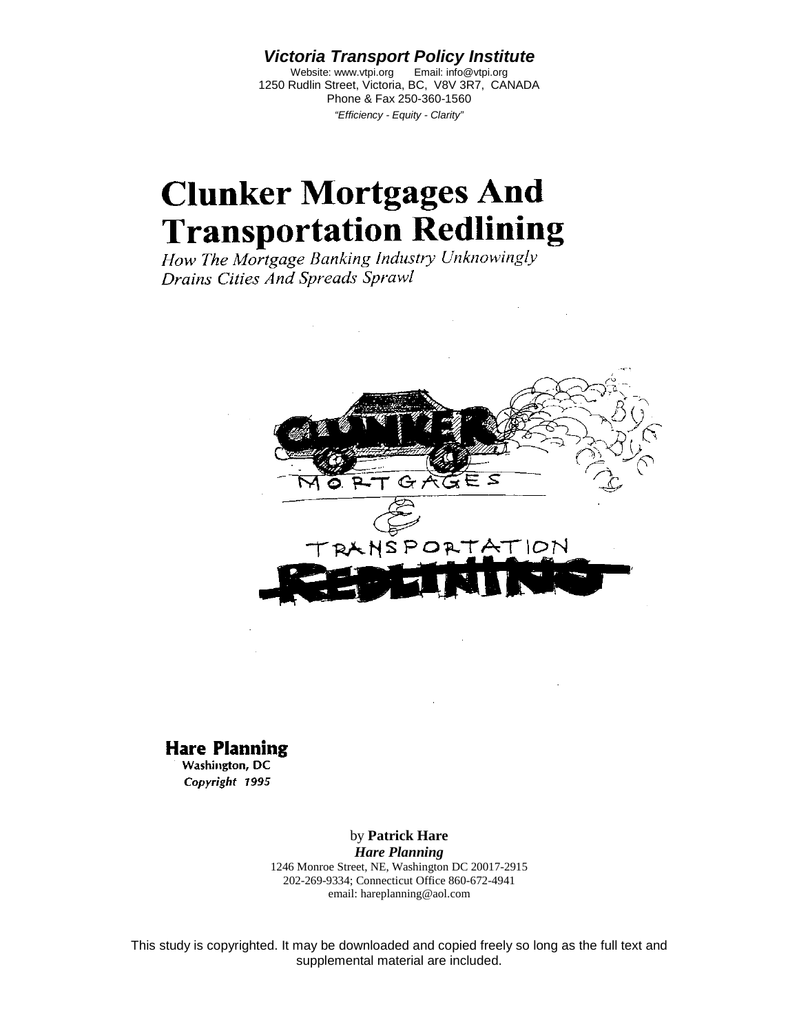***Victoria Transport Policy Institute***

Website: www.vtpi.org Email: info@vtpi.org
1250 Rudlin Street, Victoria, BC, V8V 3R7, CANADA
Phone & Fax 250-360-1560

*"Efficiency - Equity - Clarity"*

# Clunker Mortgages And Transportation Redlining

*How The Mortgage Banking Industry Unknowingly Drains Cities And Spreads Sprawl*

**Hare Planning**
Washington, DC
*Copyright 1995*

by **Patrick Hare**
***Hare Planning***
1246 Monroe Street, NE, Washington DC 20017-2915
202-269-9334; Connecticut Office 860-672-4941
email: hareplanning@aol.com

This study is copyrighted. It may be downloaded and copied freely so long as the full text and supplemental material are included.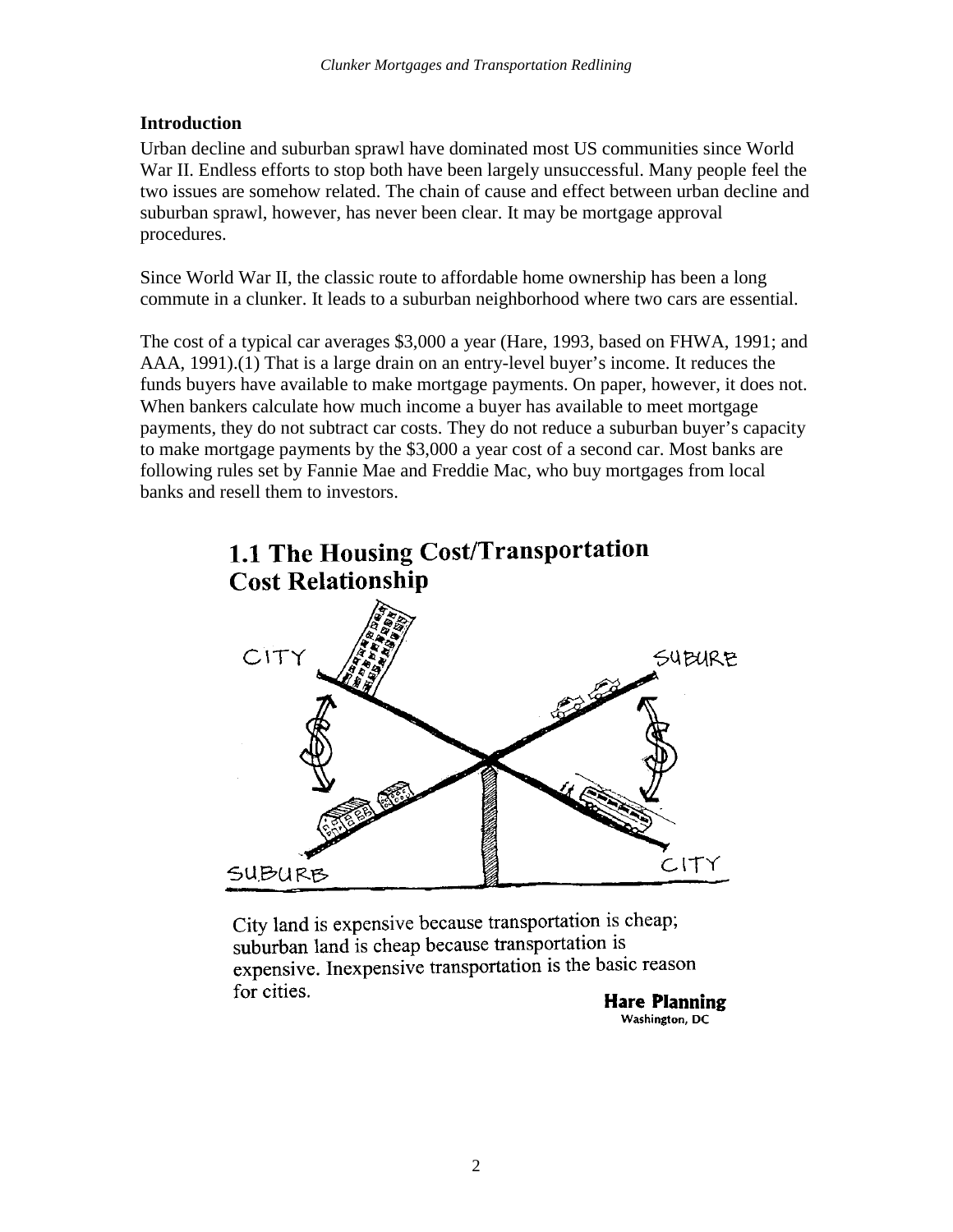## Introduction

Urban decline and suburban sprawl have dominated most US communities since World War II. Endless efforts to stop both have been largely unsuccessful. Many people feel the two issues are somehow related. The chain of cause and effect between urban decline and suburban sprawl, however, has never been clear. It may be mortgage approval procedures.

Since World War II, the classic route to affordable home ownership has been a long commute in a clunker. It leads to a suburban neighborhood where two cars are essential.

The cost of a typical car averages $3,000 a year (Hare, 1993, based on FHWA, 1991; and AAA, 1991).(1) That is a large drain on an entry-level buyer's income. It reduces the funds buyers have available to make mortgage payments. On paper, however, it does not. When bankers calculate how much income a buyer has available to meet mortgage payments, they do not subtract car costs. They do not reduce a suburban buyer's capacity to make mortgage payments by the $3,000 a year cost of a second car. Most banks are following rules set by Fannie Mae and Freddie Mac, who buy mortgages from local banks and resell them to investors.

### 1.1 The Housing Cost/Transportation Cost Relationship

City land is expensive because transportation is cheap; suburban land is cheap because transportation is expensive. Inexpensive transportation is the basic reason for cities.

**Hare Planning**
Washington, DC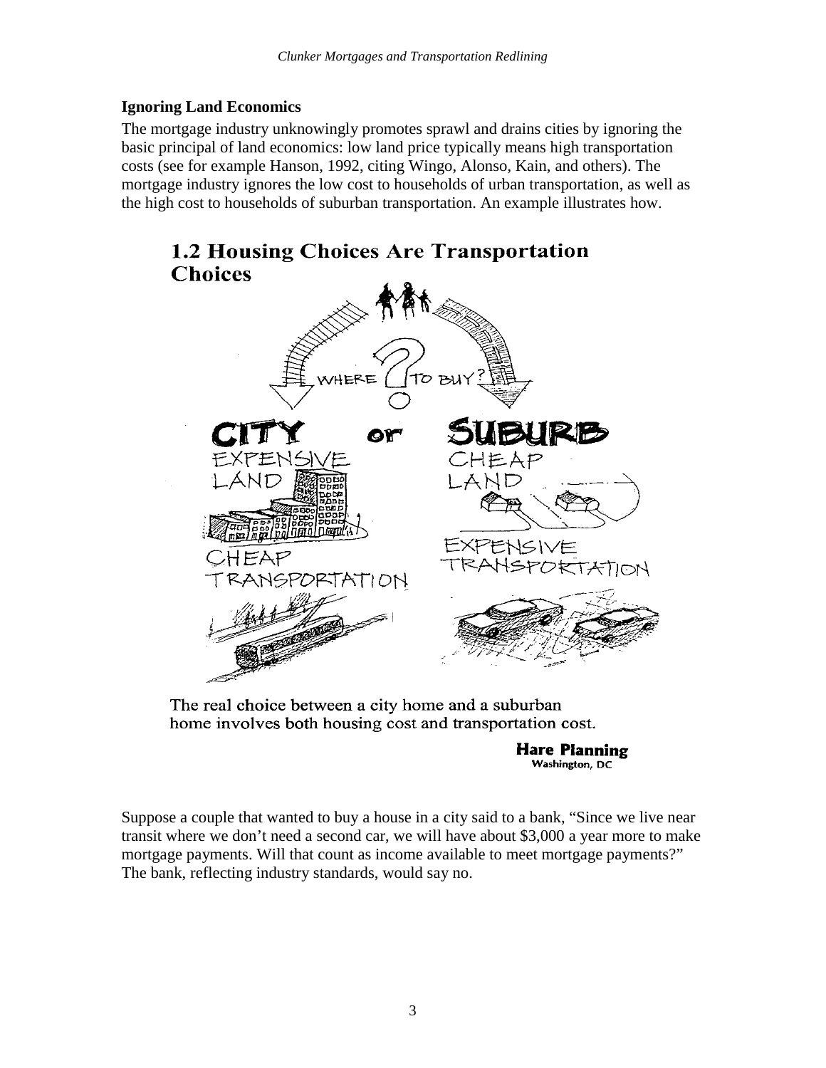**Ignoring Land Economics**

The mortgage industry unknowingly promotes sprawl and drains cities by ignoring the basic principal of land economics: low land price typically means high transportation costs (see for example Hanson, 1992, citing Wingo, Alonso, Kain, and others). The mortgage industry ignores the low cost to households of urban transportation, as well as the high cost to households of suburban transportation. An example illustrates how.

**1.2 Housing Choices Are Transportation Choices**

WHERE TO BUY?

CITY or SUBURB

EXPENSIVE LAND | CHEAP LAND

CHEAP TRANSPORTATION | EXPENSIVE TRANSPORTATION

The real choice between a city home and a suburban home involves both housing cost and transportation cost.

**Hare Planning**
Washington, DC

Suppose a couple that wanted to buy a house in a city said to a bank, "Since we live near transit where we don't need a second car, we will have about $3,000 a year more to make mortgage payments. Will that count as income available to meet mortgage payments?" The bank, reflecting industry standards, would say no.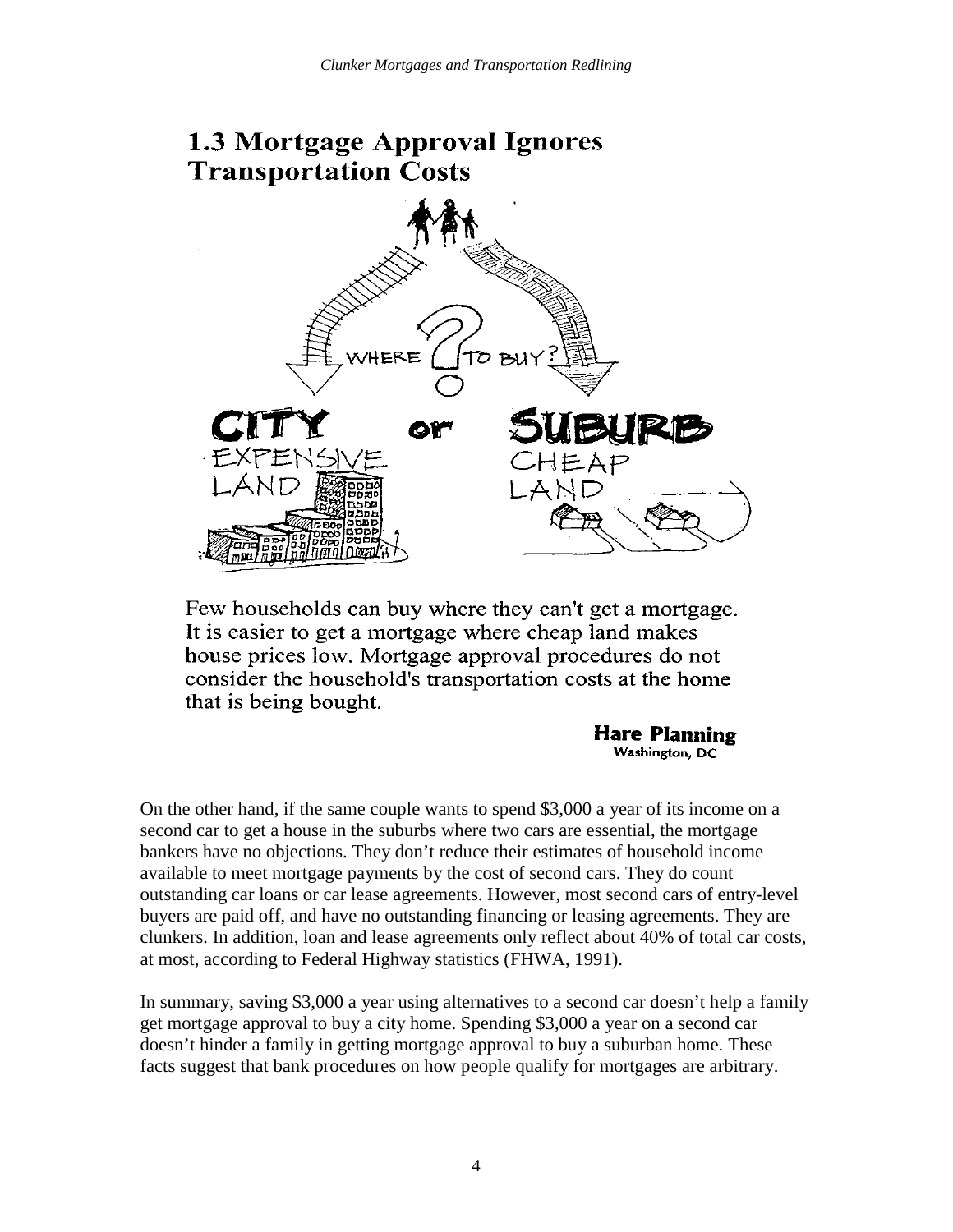## 1.3 Mortgage Approval Ignores Transportation Costs

Few households can buy where they can't get a mortgage. It is easier to get a mortgage where cheap land makes house prices low. Mortgage approval procedures do not consider the household's transportation costs at the home that is being bought.

**Hare Planning**
Washington, DC

On the other hand, if the same couple wants to spend $3,000 a year of its income on a second car to get a house in the suburbs where two cars are essential, the mortgage bankers have no objections. They don't reduce their estimates of household income available to meet mortgage payments by the cost of second cars. They do count outstanding car loans or car lease agreements. However, most second cars of entry-level buyers are paid off, and have no outstanding financing or leasing agreements. They are clunkers. In addition, loan and lease agreements only reflect about 40% of total car costs, at most, according to Federal Highway statistics (FHWA, 1991).

In summary, saving $3,000 a year using alternatives to a second car doesn't help a family get mortgage approval to buy a city home. Spending $3,000 a year on a second car doesn't hinder a family in getting mortgage approval to buy a suburban home. These facts suggest that bank procedures on how people qualify for mortgages are arbitrary.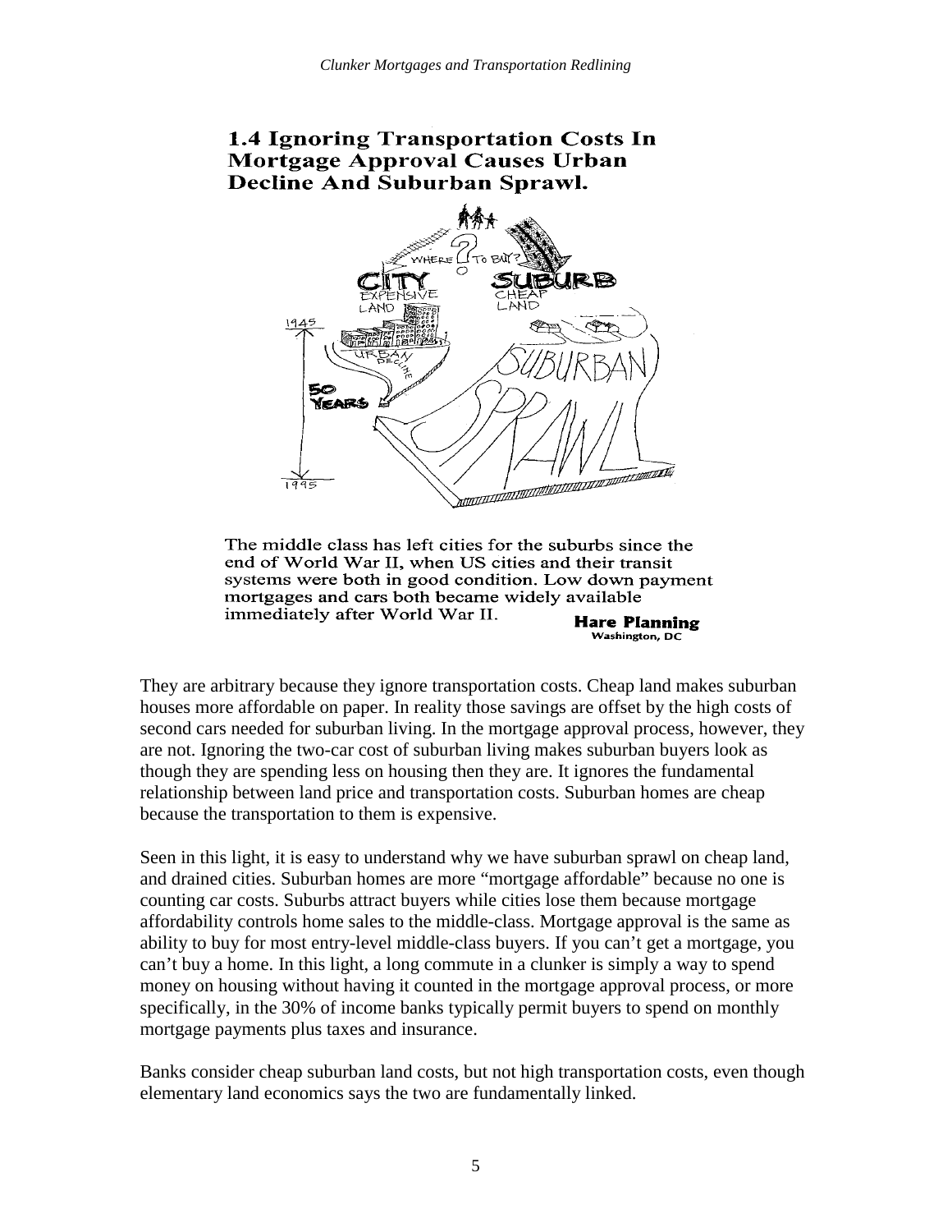## 1.4 Ignoring Transportation Costs In Mortgage Approval Causes Urban Decline And Suburban Sprawl.

The middle class has left cities for the suburbs since the end of World War II, when US cities and their transit systems were both in good condition. Low down payment mortgages and cars both became widely available immediately after World War II.

**Hare Planning**
**Washington, DC**

They are arbitrary because they ignore transportation costs. Cheap land makes suburban houses more affordable on paper. In reality those savings are offset by the high costs of second cars needed for suburban living. In the mortgage approval process, however, they are not. Ignoring the two-car cost of suburban living makes suburban buyers look as though they are spending less on housing then they are. It ignores the fundamental relationship between land price and transportation costs. Suburban homes are cheap because the transportation to them is expensive.

Seen in this light, it is easy to understand why we have suburban sprawl on cheap land, and drained cities. Suburban homes are more "mortgage affordable" because no one is counting car costs. Suburbs attract buyers while cities lose them because mortgage affordability controls home sales to the middle-class. Mortgage approval is the same as ability to buy for most entry-level middle-class buyers. If you can't get a mortgage, you can't buy a home. In this light, a long commute in a clunker is simply a way to spend money on housing without having it counted in the mortgage approval process, or more specifically, in the 30% of income banks typically permit buyers to spend on monthly mortgage payments plus taxes and insurance.

Banks consider cheap suburban land costs, but not high transportation costs, even though elementary land economics says the two are fundamentally linked.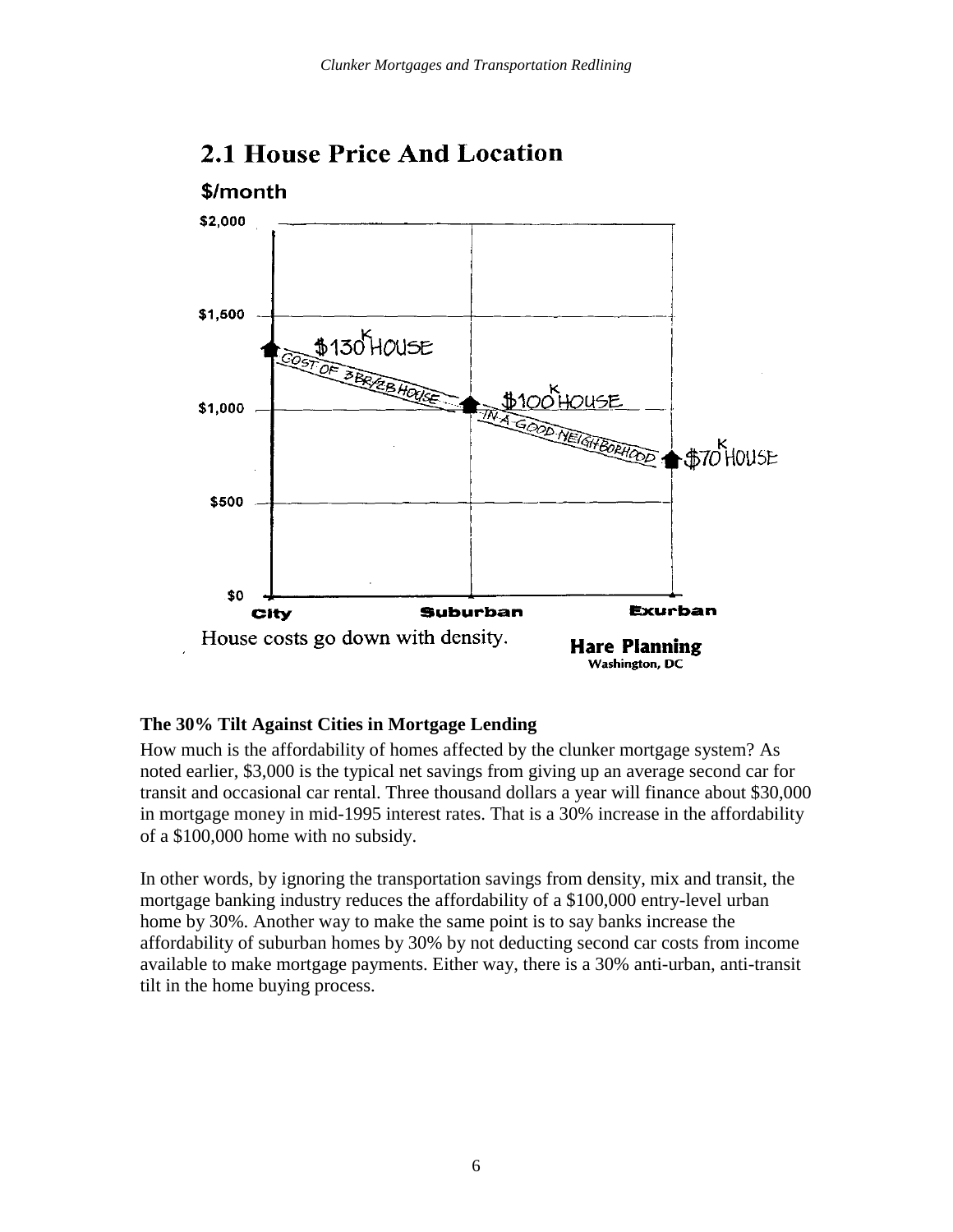## 2.1 House Price And Location

$/month

House costs go down with density.

**Hare Planning**
Washington, DC

**The 30% Tilt Against Cities in Mortgage Lending**

How much is the affordability of homes affected by the clunker mortgage system? As noted earlier, $3,000 is the typical net savings from giving up an average second car for transit and occasional car rental. Three thousand dollars a year will finance about $30,000 in mortgage money in mid-1995 interest rates. That is a 30% increase in the affordability of a $100,000 home with no subsidy.

In other words, by ignoring the transportation savings from density, mix and transit, the mortgage banking industry reduces the affordability of a $100,000 entry-level urban home by 30%. Another way to make the same point is to say banks increase the affordability of suburban homes by 30% by not deducting second car costs from income available to make mortgage payments. Either way, there is a 30% anti-urban, anti-transit tilt in the home buying process.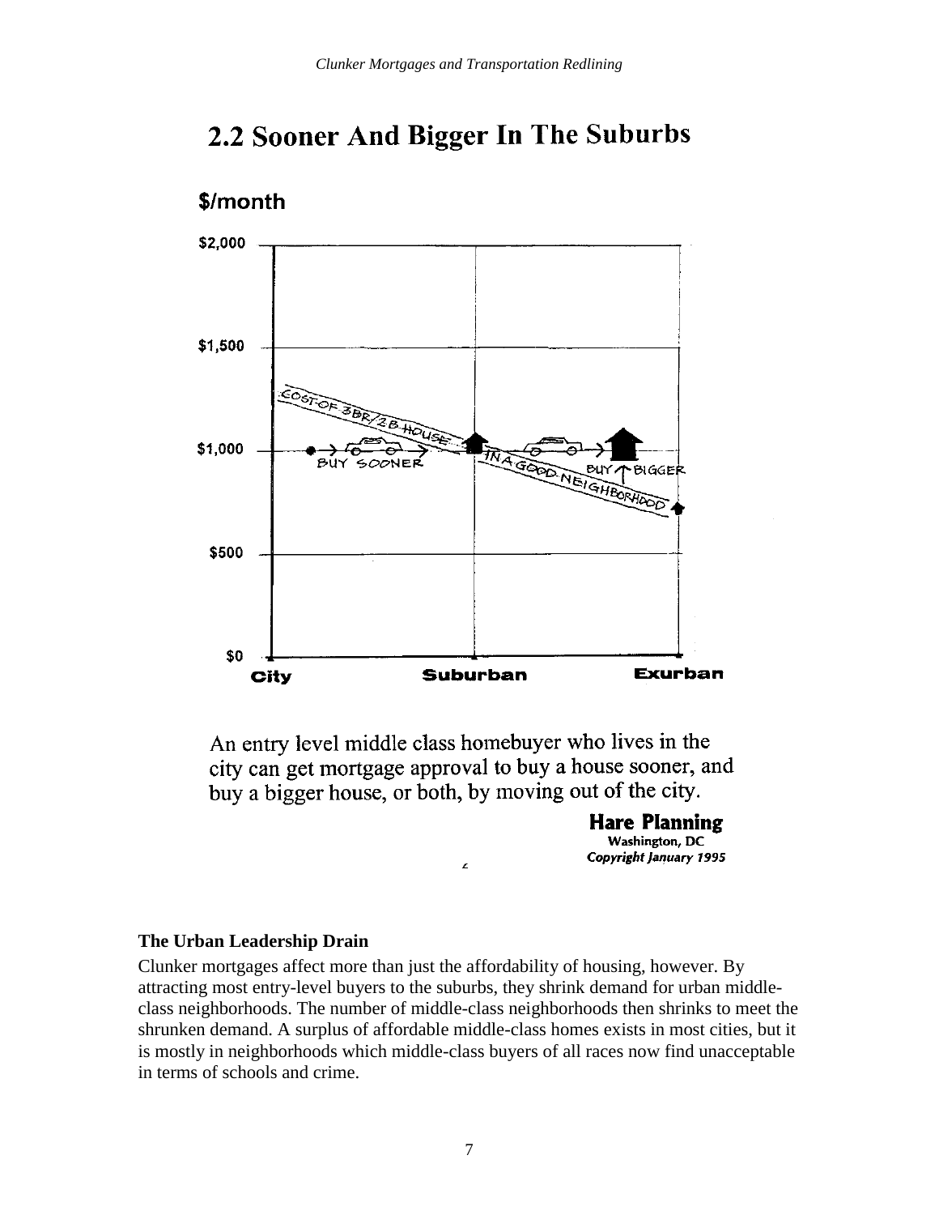## 2.2 Sooner And Bigger In The Suburbs

$/month

An entry level middle class homebuyer who lives in the city can get mortgage approval to buy a house sooner, and buy a bigger house, or both, by moving out of the city.

**Hare Planning**
**Washington, DC**
***Copyright January 1995***

**The Urban Leadership Drain**

Clunker mortgages affect more than just the affordability of housing, however. By attracting most entry-level buyers to the suburbs, they shrink demand for urban middle-class neighborhoods. The number of middle-class neighborhoods then shrinks to meet the shrunken demand. A surplus of affordable middle-class homes exists in most cities, but it is mostly in neighborhoods which middle-class buyers of all races now find unacceptable in terms of schools and crime.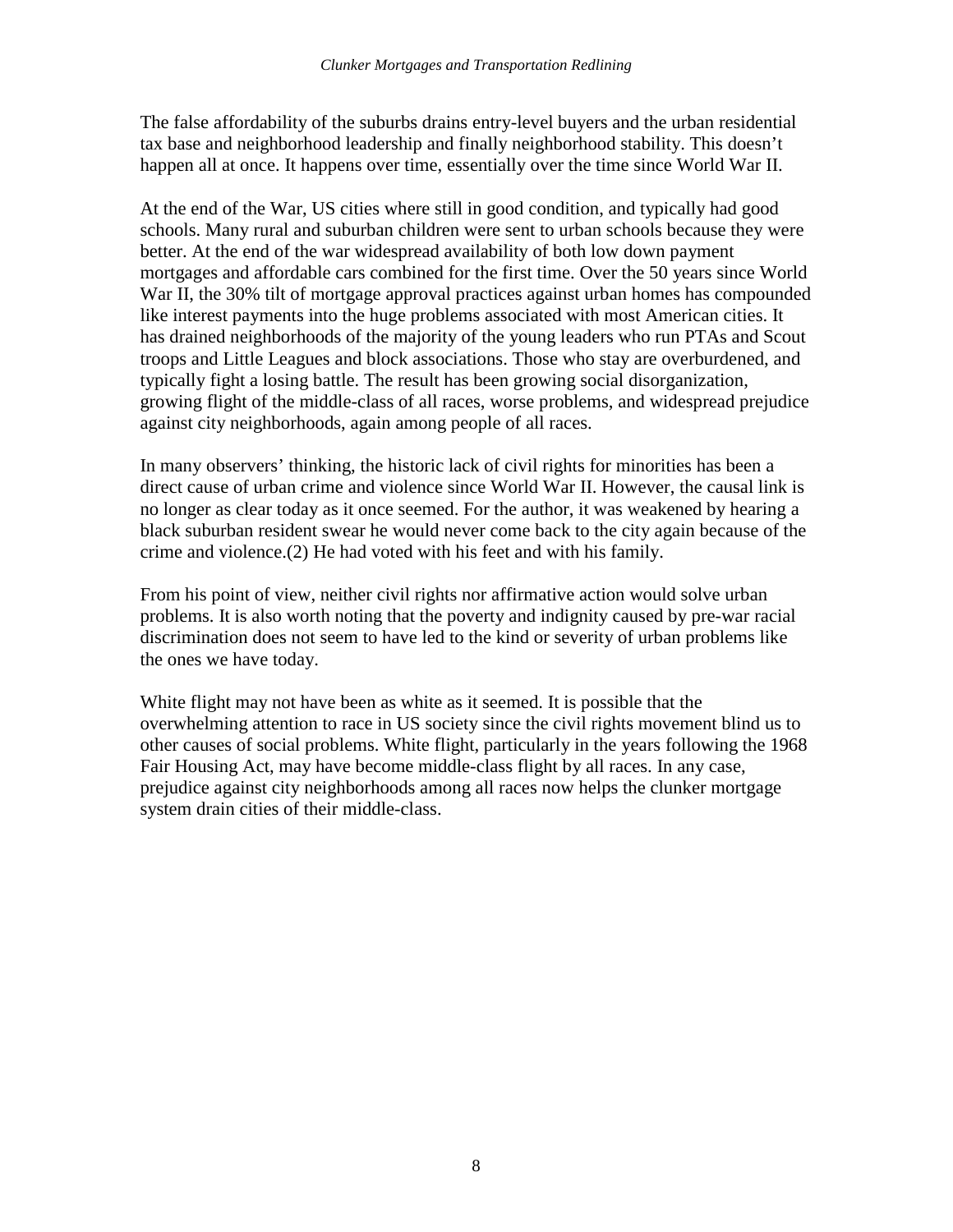The false affordability of the suburbs drains entry-level buyers and the urban residential tax base and neighborhood leadership and finally neighborhood stability. This doesn't happen all at once. It happens over time, essentially over the time since World War II.

At the end of the War, US cities where still in good condition, and typically had good schools. Many rural and suburban children were sent to urban schools because they were better. At the end of the war widespread availability of both low down payment mortgages and affordable cars combined for the first time. Over the 50 years since World War II, the 30% tilt of mortgage approval practices against urban homes has compounded like interest payments into the huge problems associated with most American cities. It has drained neighborhoods of the majority of the young leaders who run PTAs and Scout troops and Little Leagues and block associations. Those who stay are overburdened, and typically fight a losing battle. The result has been growing social disorganization, growing flight of the middle-class of all races, worse problems, and widespread prejudice against city neighborhoods, again among people of all races.

In many observers' thinking, the historic lack of civil rights for minorities has been a direct cause of urban crime and violence since World War II. However, the causal link is no longer as clear today as it once seemed. For the author, it was weakened by hearing a black suburban resident swear he would never come back to the city again because of the crime and violence.(2) He had voted with his feet and with his family.

From his point of view, neither civil rights nor affirmative action would solve urban problems. It is also worth noting that the poverty and indignity caused by pre-war racial discrimination does not seem to have led to the kind or severity of urban problems like the ones we have today.

White flight may not have been as white as it seemed. It is possible that the overwhelming attention to race in US society since the civil rights movement blind us to other causes of social problems. White flight, particularly in the years following the 1968 Fair Housing Act, may have become middle-class flight by all races. In any case, prejudice against city neighborhoods among all races now helps the clunker mortgage system drain cities of their middle-class.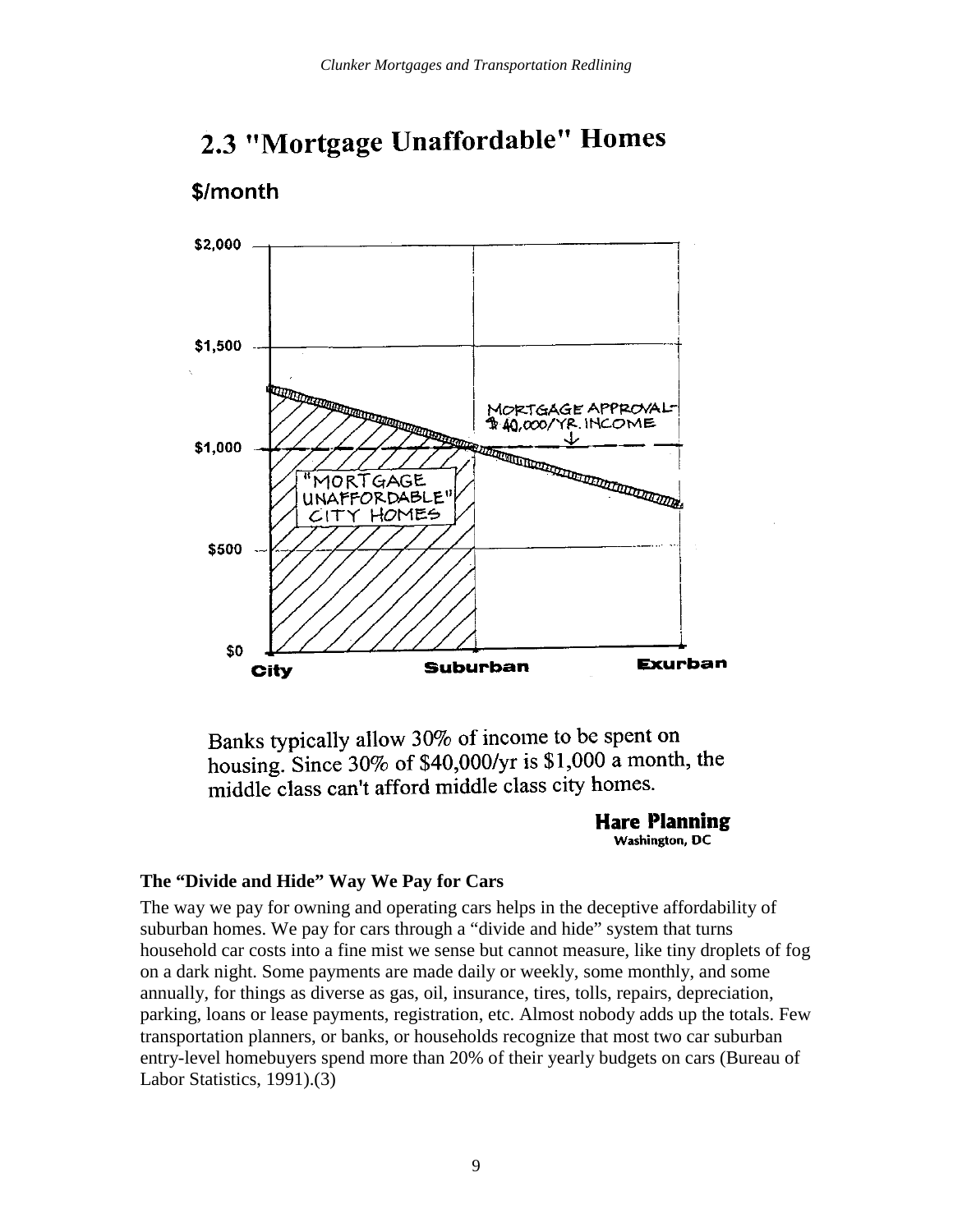## 2.3 "Mortgage Unaffordable" Homes

$/month

$2,000

$1,500

$1,000

$500

$0

MORTGAGE APPROVAL- $40,000/YR. INCOME

"MORTGAGE UNAFFORDABLE" CITY HOMES

City | Suburban | Exurban

Banks typically allow 30% of income to be spent on housing. Since 30% of $40,000/yr is $1,000 a month, the middle class can't afford middle class city homes.

**Hare Planning**
**Washington, DC**

### The "Divide and Hide" Way We Pay for Cars

The way we pay for owning and operating cars helps in the deceptive affordability of suburban homes. We pay for cars through a "divide and hide" system that turns household car costs into a fine mist we sense but cannot measure, like tiny droplets of fog on a dark night. Some payments are made daily or weekly, some monthly, and some annually, for things as diverse as gas, oil, insurance, tires, tolls, repairs, depreciation, parking, loans or lease payments, registration, etc. Almost nobody adds up the totals. Few transportation planners, or banks, or households recognize that most two car suburban entry-level homebuyers spend more than 20% of their yearly budgets on cars (Bureau of Labor Statistics, 1991).(3)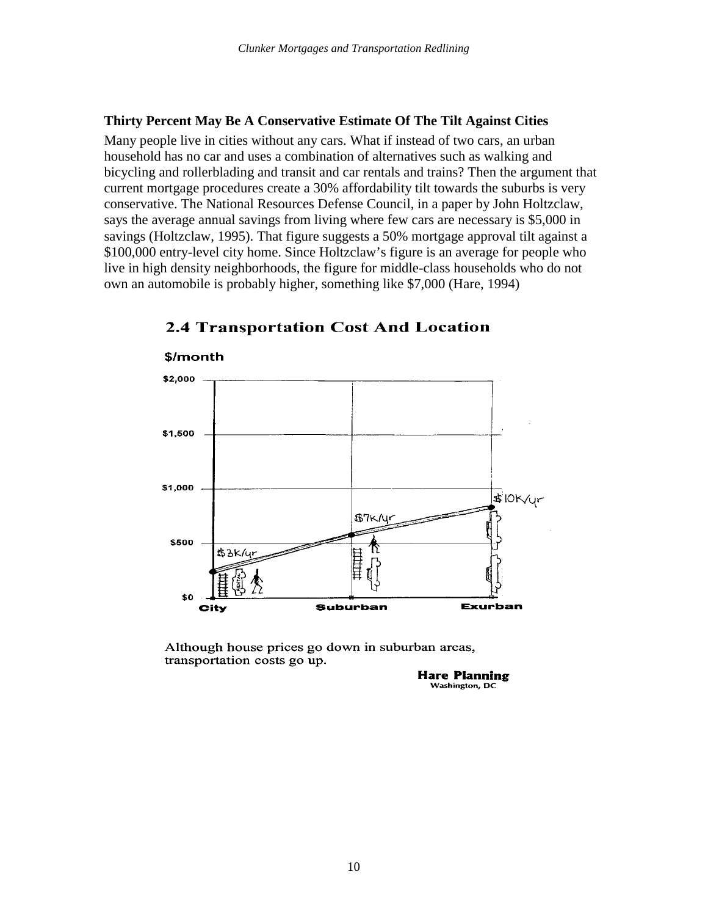### Thirty Percent May Be A Conservative Estimate Of The Tilt Against Cities

Many people live in cities without any cars. What if instead of two cars, an urban household has no car and uses a combination of alternatives such as walking and bicycling and rollerblading and transit and car rentals and trains? Then the argument that current mortgage procedures create a 30% affordability tilt towards the suburbs is very conservative. The National Resources Defense Council, in a paper by John Holtzclaw, says the average annual savings from living where few cars are necessary is $5,000 in savings (Holtzclaw, 1995). That figure suggests a 50% mortgage approval tilt against a $100,000 entry-level city home. Since Holtzclaw's figure is an average for people who live in high density neighborhoods, the figure for middle-class households who do not own an automobile is probably higher, something like $7,000 (Hare, 1994)

**2.4 Transportation Cost And Location**

$/month

$2,000
$1,500
$1,000
$500
$0

$3K/yr
$7K/yr
$10K/yr

City
Suburban
Exurban

Although house prices go down in suburban areas, transportation costs go up.

**Hare Planning**
Washington, DC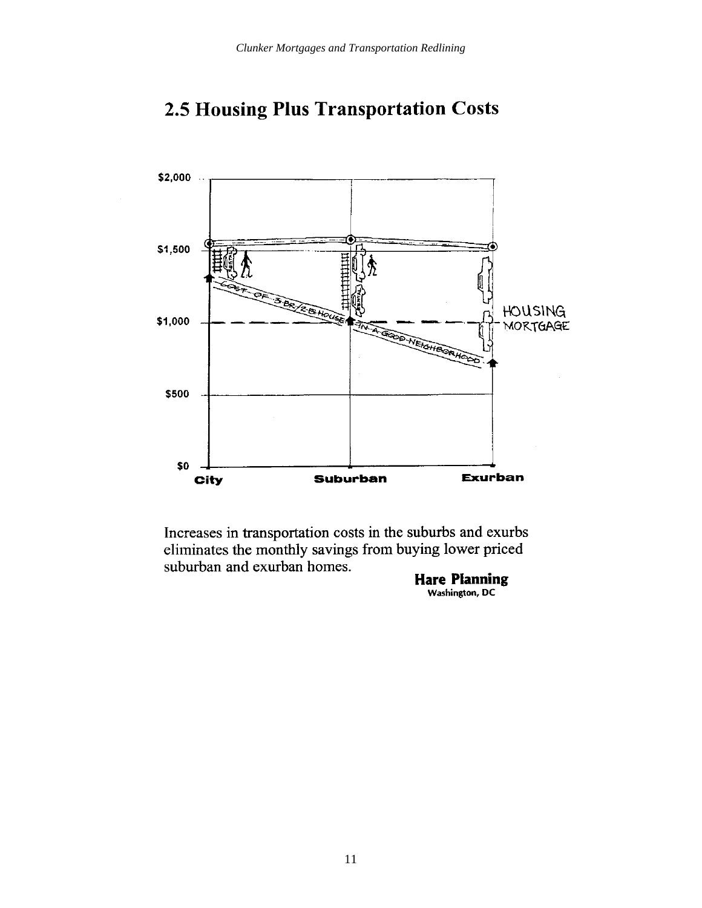## 2.5 Housing Plus Transportation Costs

Increases in transportation costs in the suburbs and exurbs eliminates the monthly savings from buying lower priced suburban and exurban homes.

**Hare Planning**
**Washington, DC**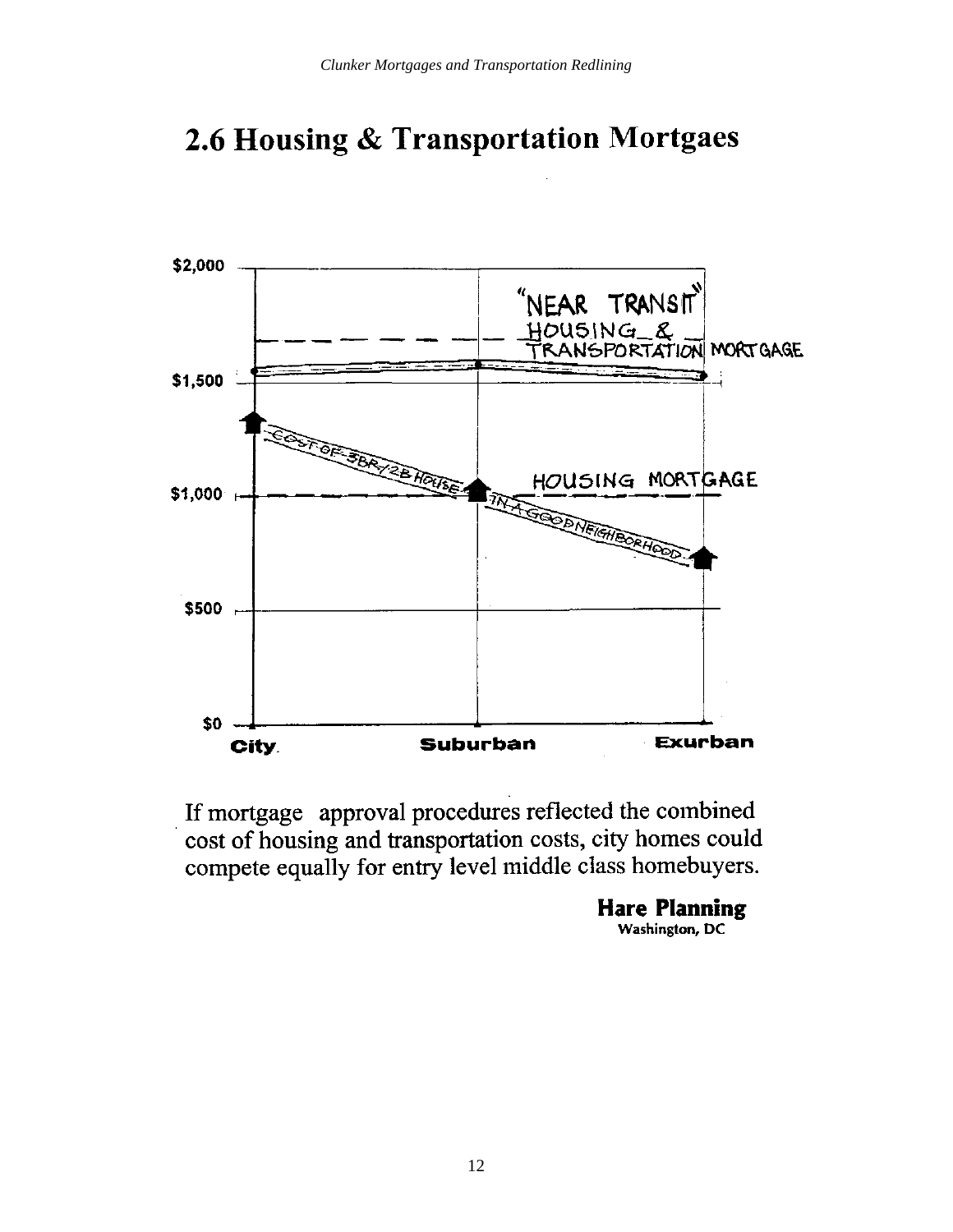## 2.6 Housing & Transportation Mortgaes

If mortgage approval procedures reflected the combined cost of housing and transportation costs, city homes could compete equally for entry level middle class homebuyers.

**Hare Planning**
**Washington, DC**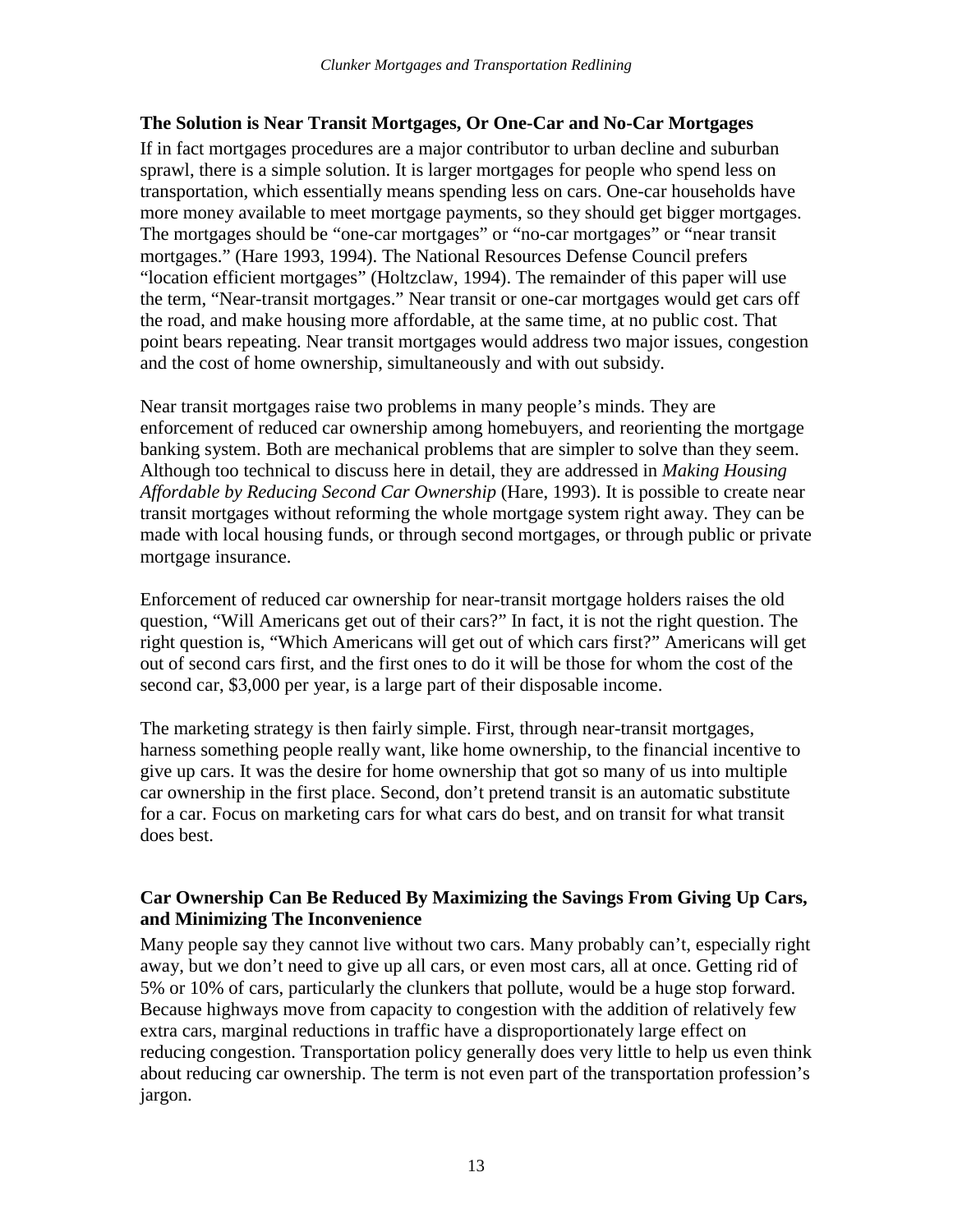## The Solution is Near Transit Mortgages, Or One-Car and No-Car Mortgages

If in fact mortgages procedures are a major contributor to urban decline and suburban sprawl, there is a simple solution. It is larger mortgages for people who spend less on transportation, which essentially means spending less on cars. One-car households have more money available to meet mortgage payments, so they should get bigger mortgages. The mortgages should be "one-car mortgages" or "no-car mortgages" or "near transit mortgages." (Hare 1993, 1994). The National Resources Defense Council prefers "location efficient mortgages" (Holtzclaw, 1994). The remainder of this paper will use the term, "Near-transit mortgages." Near transit or one-car mortgages would get cars off the road, and make housing more affordable, at the same time, at no public cost. That point bears repeating. Near transit mortgages would address two major issues, congestion and the cost of home ownership, simultaneously and with out subsidy.

Near transit mortgages raise two problems in many people's minds. They are enforcement of reduced car ownership among homebuyers, and reorienting the mortgage banking system. Both are mechanical problems that are simpler to solve than they seem. Although too technical to discuss here in detail, they are addressed in *Making Housing Affordable by Reducing Second Car Ownership* (Hare, 1993). It is possible to create near transit mortgages without reforming the whole mortgage system right away. They can be made with local housing funds, or through second mortgages, or through public or private mortgage insurance.

Enforcement of reduced car ownership for near-transit mortgage holders raises the old question, "Will Americans get out of their cars?" In fact, it is not the right question. The right question is, "Which Americans will get out of which cars first?" Americans will get out of second cars first, and the first ones to do it will be those for whom the cost of the second car, $3,000 per year, is a large part of their disposable income.

The marketing strategy is then fairly simple. First, through near-transit mortgages, harness something people really want, like home ownership, to the financial incentive to give up cars. It was the desire for home ownership that got so many of us into multiple car ownership in the first place. Second, don't pretend transit is an automatic substitute for a car. Focus on marketing cars for what cars do best, and on transit for what transit does best.

## Car Ownership Can Be Reduced By Maximizing the Savings From Giving Up Cars, and Minimizing The Inconvenience

Many people say they cannot live without two cars. Many probably can't, especially right away, but we don't need to give up all cars, or even most cars, all at once. Getting rid of 5% or 10% of cars, particularly the clunkers that pollute, would be a huge stop forward. Because highways move from capacity to congestion with the addition of relatively few extra cars, marginal reductions in traffic have a disproportionately large effect on reducing congestion. Transportation policy generally does very little to help us even think about reducing car ownership. The term is not even part of the transportation profession's jargon.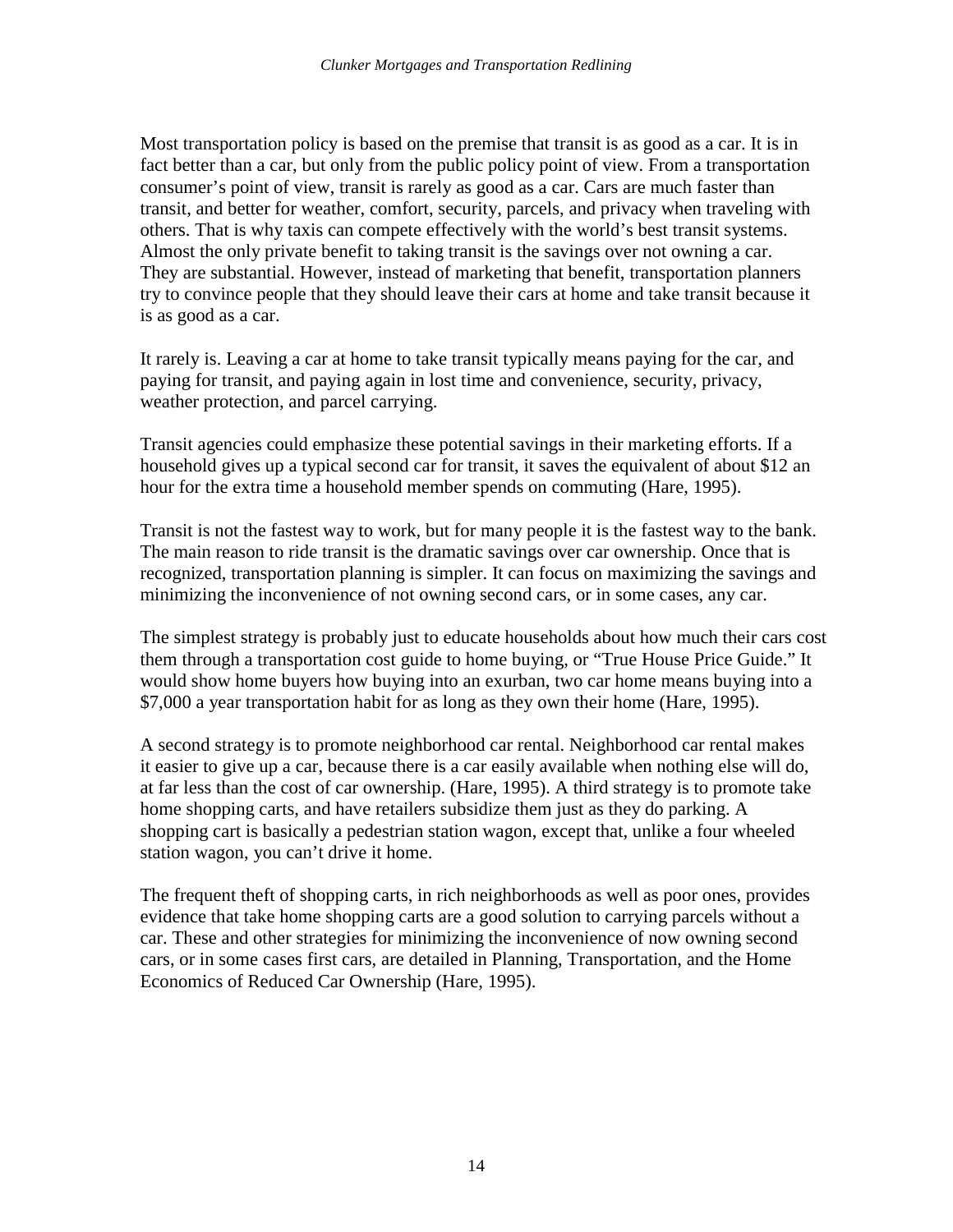Most transportation policy is based on the premise that transit is as good as a car. It is in fact better than a car, but only from the public policy point of view. From a transportation consumer's point of view, transit is rarely as good as a car. Cars are much faster than transit, and better for weather, comfort, security, parcels, and privacy when traveling with others. That is why taxis can compete effectively with the world's best transit systems. Almost the only private benefit to taking transit is the savings over not owning a car. They are substantial. However, instead of marketing that benefit, transportation planners try to convince people that they should leave their cars at home and take transit because it is as good as a car.

It rarely is. Leaving a car at home to take transit typically means paying for the car, and paying for transit, and paying again in lost time and convenience, security, privacy, weather protection, and parcel carrying.

Transit agencies could emphasize these potential savings in their marketing efforts. If a household gives up a typical second car for transit, it saves the equivalent of about $12 an hour for the extra time a household member spends on commuting (Hare, 1995).

Transit is not the fastest way to work, but for many people it is the fastest way to the bank. The main reason to ride transit is the dramatic savings over car ownership. Once that is recognized, transportation planning is simpler. It can focus on maximizing the savings and minimizing the inconvenience of not owning second cars, or in some cases, any car.

The simplest strategy is probably just to educate households about how much their cars cost them through a transportation cost guide to home buying, or "True House Price Guide." It would show home buyers how buying into an exurban, two car home means buying into a $7,000 a year transportation habit for as long as they own their home (Hare, 1995).

A second strategy is to promote neighborhood car rental. Neighborhood car rental makes it easier to give up a car, because there is a car easily available when nothing else will do, at far less than the cost of car ownership. (Hare, 1995). A third strategy is to promote take home shopping carts, and have retailers subsidize them just as they do parking. A shopping cart is basically a pedestrian station wagon, except that, unlike a four wheeled station wagon, you can't drive it home.

The frequent theft of shopping carts, in rich neighborhoods as well as poor ones, provides evidence that take home shopping carts are a good solution to carrying parcels without a car. These and other strategies for minimizing the inconvenience of now owning second cars, or in some cases first cars, are detailed in Planning, Transportation, and the Home Economics of Reduced Car Ownership (Hare, 1995).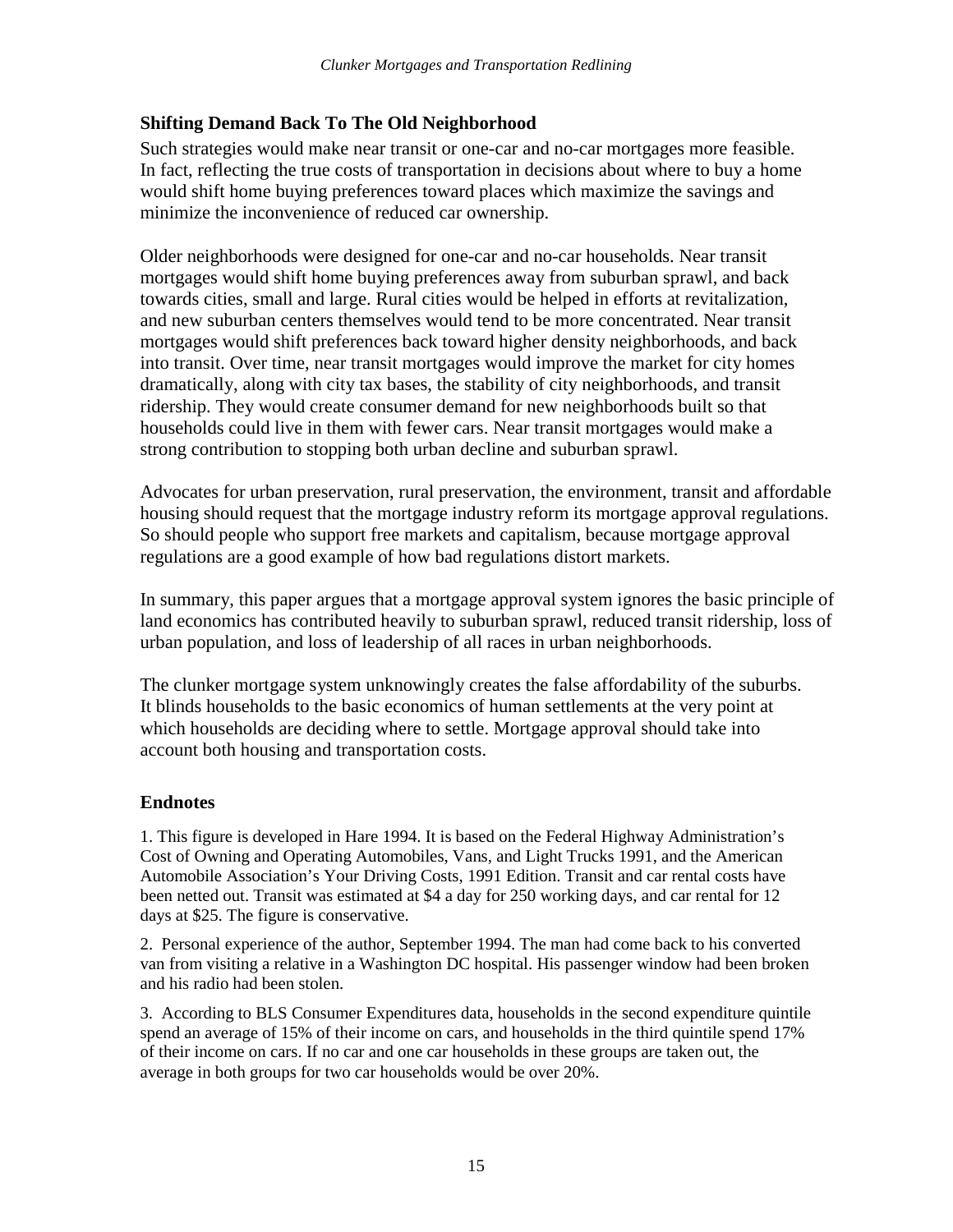### Shifting Demand Back To The Old Neighborhood

Such strategies would make near transit or one-car and no-car mortgages more feasible. In fact, reflecting the true costs of transportation in decisions about where to buy a home would shift home buying preferences toward places which maximize the savings and minimize the inconvenience of reduced car ownership.

Older neighborhoods were designed for one-car and no-car households. Near transit mortgages would shift home buying preferences away from suburban sprawl, and back towards cities, small and large. Rural cities would be helped in efforts at revitalization, and new suburban centers themselves would tend to be more concentrated. Near transit mortgages would shift preferences back toward higher density neighborhoods, and back into transit. Over time, near transit mortgages would improve the market for city homes dramatically, along with city tax bases, the stability of city neighborhoods, and transit ridership. They would create consumer demand for new neighborhoods built so that households could live in them with fewer cars. Near transit mortgages would make a strong contribution to stopping both urban decline and suburban sprawl.

Advocates for urban preservation, rural preservation, the environment, transit and affordable housing should request that the mortgage industry reform its mortgage approval regulations. So should people who support free markets and capitalism, because mortgage approval regulations are a good example of how bad regulations distort markets.

In summary, this paper argues that a mortgage approval system ignores the basic principle of land economics has contributed heavily to suburban sprawl, reduced transit ridership, loss of urban population, and loss of leadership of all races in urban neighborhoods.

The clunker mortgage system unknowingly creates the false affordability of the suburbs. It blinds households to the basic economics of human settlements at the very point at which households are deciding where to settle. Mortgage approval should take into account both housing and transportation costs.

### Endnotes

1. This figure is developed in Hare 1994. It is based on the Federal Highway Administration's Cost of Owning and Operating Automobiles, Vans, and Light Trucks 1991, and the American Automobile Association's Your Driving Costs, 1991 Edition. Transit and car rental costs have been netted out. Transit was estimated at \$4 a day for 250 working days, and car rental for 12 days at \$25. The figure is conservative.

2. Personal experience of the author, September 1994. The man had come back to his converted van from visiting a relative in a Washington DC hospital. His passenger window had been broken and his radio had been stolen.

3. According to BLS Consumer Expenditures data, households in the second expenditure quintile spend an average of 15% of their income on cars, and households in the third quintile spend 17% of their income on cars. If no car and one car households in these groups are taken out, the average in both groups for two car households would be over 20%.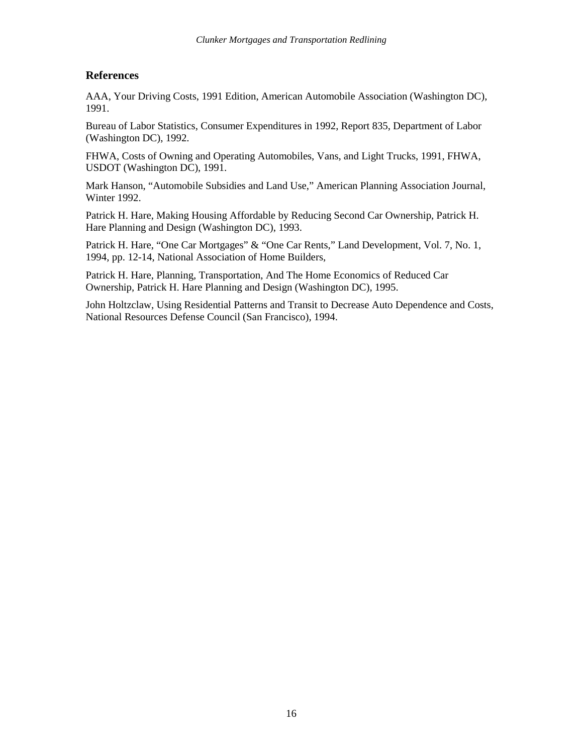## References

AAA, Your Driving Costs, 1991 Edition, American Automobile Association (Washington DC), 1991.

Bureau of Labor Statistics, Consumer Expenditures in 1992, Report 835, Department of Labor (Washington DC), 1992.

FHWA, Costs of Owning and Operating Automobiles, Vans, and Light Trucks, 1991, FHWA, USDOT (Washington DC), 1991.

Mark Hanson, "Automobile Subsidies and Land Use," American Planning Association Journal, Winter 1992.

Patrick H. Hare, Making Housing Affordable by Reducing Second Car Ownership, Patrick H. Hare Planning and Design (Washington DC), 1993.

Patrick H. Hare, "One Car Mortgages" & "One Car Rents," Land Development, Vol. 7, No. 1, 1994, pp. 12-14, National Association of Home Builders,

Patrick H. Hare, Planning, Transportation, And The Home Economics of Reduced Car Ownership, Patrick H. Hare Planning and Design (Washington DC), 1995.

John Holtzclaw, Using Residential Patterns and Transit to Decrease Auto Dependence and Costs, National Resources Defense Council (San Francisco), 1994.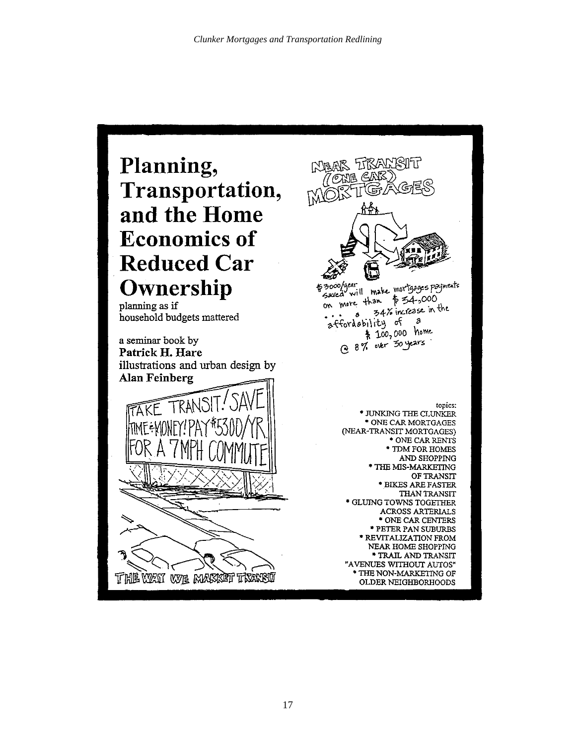# Planning, Transportation, and the Home Economics of Reduced Car Ownership

planning as if household budgets mattered

a seminar book by
**Patrick H. Hare**
illustrations and urban design by
**Alan Feinberg**

TAKE TRANSIT! SAVE TIME & MONEY! PAY $5300/YR FOR A 7MPH COMMUTE

THE WAY WE MARKET TRANSIT

NEAR TRANSIT (ONE CAR) MORTGAGES

$3000/year saved will make mortgages payments on more than $34,000 . . . a 34% increase in the affordability of a $100,000 home @ 8% over 30 years.

topics:

* JUNKING THE CLUNKER
* ONE CAR MORTGAGES (NEAR-TRANSIT MORTGAGES)
* ONE CAR RENTS
* TDM FOR HOMES AND SHOPPING
* THE MIS-MARKETING OF TRANSIT
* BIKES ARE FASTER THAN TRANSIT
* GLUING TOWNS TOGETHER ACROSS ARTERIALS
* ONE CAR CENTERS
* PETER PAN SUBURBS
* REVITALIZATION FROM NEAR HOME SHOPPING
* TRAIL AND TRANSIT "AVENUES WITHOUT AUTOS"
* THE NON-MARKETING OF OLDER NEIGHBORHOODS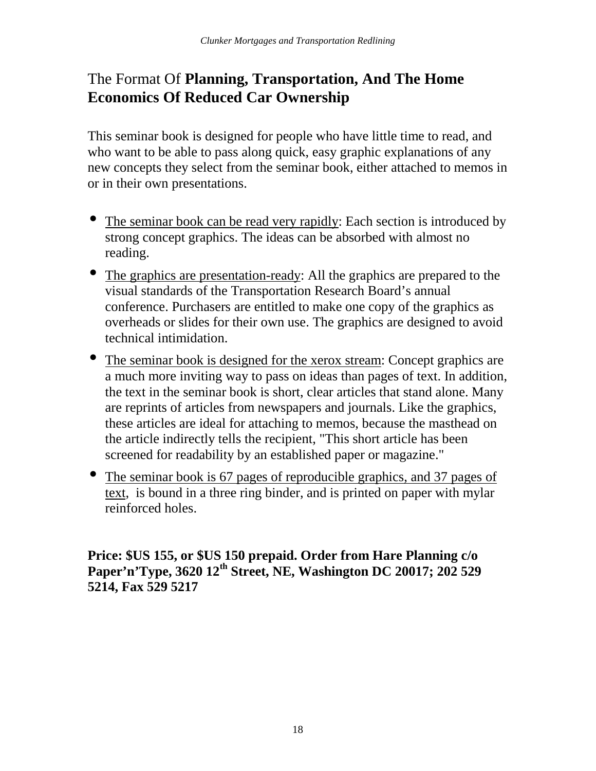## The Format Of **Planning, Transportation, And The Home Economics Of Reduced Car Ownership**

This seminar book is designed for people who have little time to read, and who want to be able to pass along quick, easy graphic explanations of any new concepts they select from the seminar book, either attached to memos in or in their own presentations.

- The seminar book can be read very rapidly: Each section is introduced by strong concept graphics. The ideas can be absorbed with almost no reading.
- The graphics are presentation-ready: All the graphics are prepared to the visual standards of the Transportation Research Board's annual conference. Purchasers are entitled to make one copy of the graphics as overheads or slides for their own use. The graphics are designed to avoid technical intimidation.
- The seminar book is designed for the xerox stream: Concept graphics are a much more inviting way to pass on ideas than pages of text. In addition, the text in the seminar book is short, clear articles that stand alone. Many are reprints of articles from newspapers and journals. Like the graphics, these articles are ideal for attaching to memos, because the masthead on the article indirectly tells the recipient, "This short article has been screened for readability by an established paper or magazine."
- The seminar book is 67 pages of reproducible graphics, and 37 pages of text, is bound in a three ring binder, and is printed on paper with mylar reinforced holes.

**Price: $US 155, or $US 150 prepaid. Order from Hare Planning c/o Paper'n'Type, 3620 12th Street, NE, Washington DC 20017; 202 529 5214, Fax 529 5217**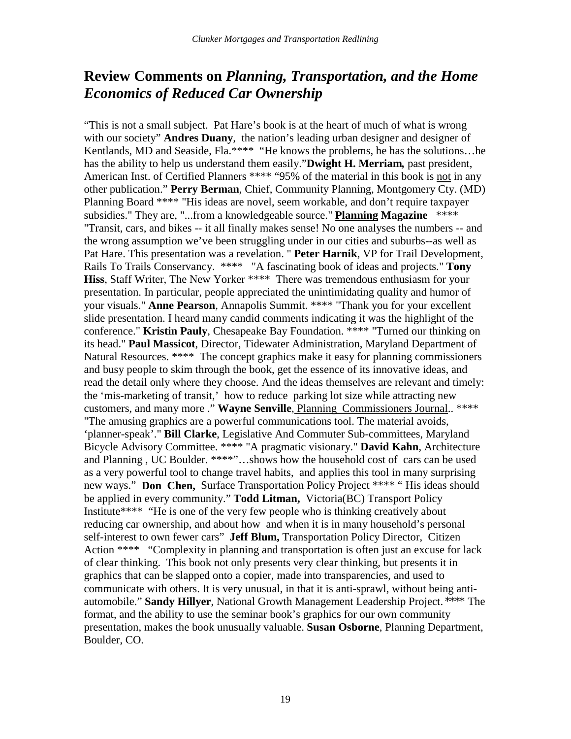## Review Comments on *Planning, Transportation, and the Home Economics of Reduced Car Ownership*

"This is not a small subject. Pat Hare's book is at the heart of much of what is wrong with our society" **Andres Duany**, the nation's leading urban designer and designer of Kentlands, MD and Seaside, Fla.**** "He knows the problems, he has the solutions…he has the ability to help us understand them easily."**Dwight H. Merriam,** past president, American Inst. of Certified Planners **** "95% of the material in this book is not in any other publication." **Perry Berman**, Chief, Community Planning, Montgomery Cty. (MD) Planning Board **** "His ideas are novel, seem workable, and don't require taxpayer subsidies." They are, "...from a knowledgeable source." **Planning Magazine** **** "Transit, cars, and bikes -- it all finally makes sense! No one analyses the numbers -- and the wrong assumption we've been struggling under in our cities and suburbs--as well as Pat Hare. This presentation was a revelation. " **Peter Harnik**, VP for Trail Development, Rails To Trails Conservancy. **** "A fascinating book of ideas and projects." **Tony Hiss**, Staff Writer, The New Yorker **** There was tremendous enthusiasm for your presentation. In particular, people appreciated the unintimidating quality and humor of your visuals." **Anne Pearson**, Annapolis Summit. **** "Thank you for your excellent slide presentation. I heard many candid comments indicating it was the highlight of the conference." **Kristin Pauly**, Chesapeake Bay Foundation. **** "Turned our thinking on its head." **Paul Massicot**, Director, Tidewater Administration, Maryland Department of Natural Resources. **** The concept graphics make it easy for planning commissioners and busy people to skim through the book, get the essence of its innovative ideas, and read the detail only where they choose. And the ideas themselves are relevant and timely: the 'mis-marketing of transit,' how to reduce parking lot size while attracting new customers, and many more ." **Wayne Senville**, Planning Commissioners Journal.. **** "The amusing graphics are a powerful communications tool. The material avoids, 'planner-speak'." **Bill Clarke**, Legislative And Commuter Sub-committees, Maryland Bicycle Advisory Committee. **** "A pragmatic visionary." **David Kahn**, Architecture and Planning , UC Boulder. ****"…shows how the household cost of cars can be used as a very powerful tool to change travel habits, and applies this tool in many surprising new ways." **Don Chen,** Surface Transportation Policy Project **** " His ideas should be applied in every community." **Todd Litman,** Victoria(BC) Transport Policy Institute**** "He is one of the very few people who is thinking creatively about reducing car ownership, and about how and when it is in many household's personal self-interest to own fewer cars" **Jeff Blum,** Transportation Policy Director, Citizen Action **** "Complexity in planning and transportation is often just an excuse for lack of clear thinking. This book not only presents very clear thinking, but presents it in graphics that can be slapped onto a copier, made into transparencies, and used to communicate with others. It is very unusual, in that it is anti-sprawl, without being anti-automobile." **Sandy Hillyer**, National Growth Management Leadership Project. **** The format, and the ability to use the seminar book's graphics for our own community presentation, makes the book unusually valuable. **Susan Osborne**, Planning Department, Boulder, CO.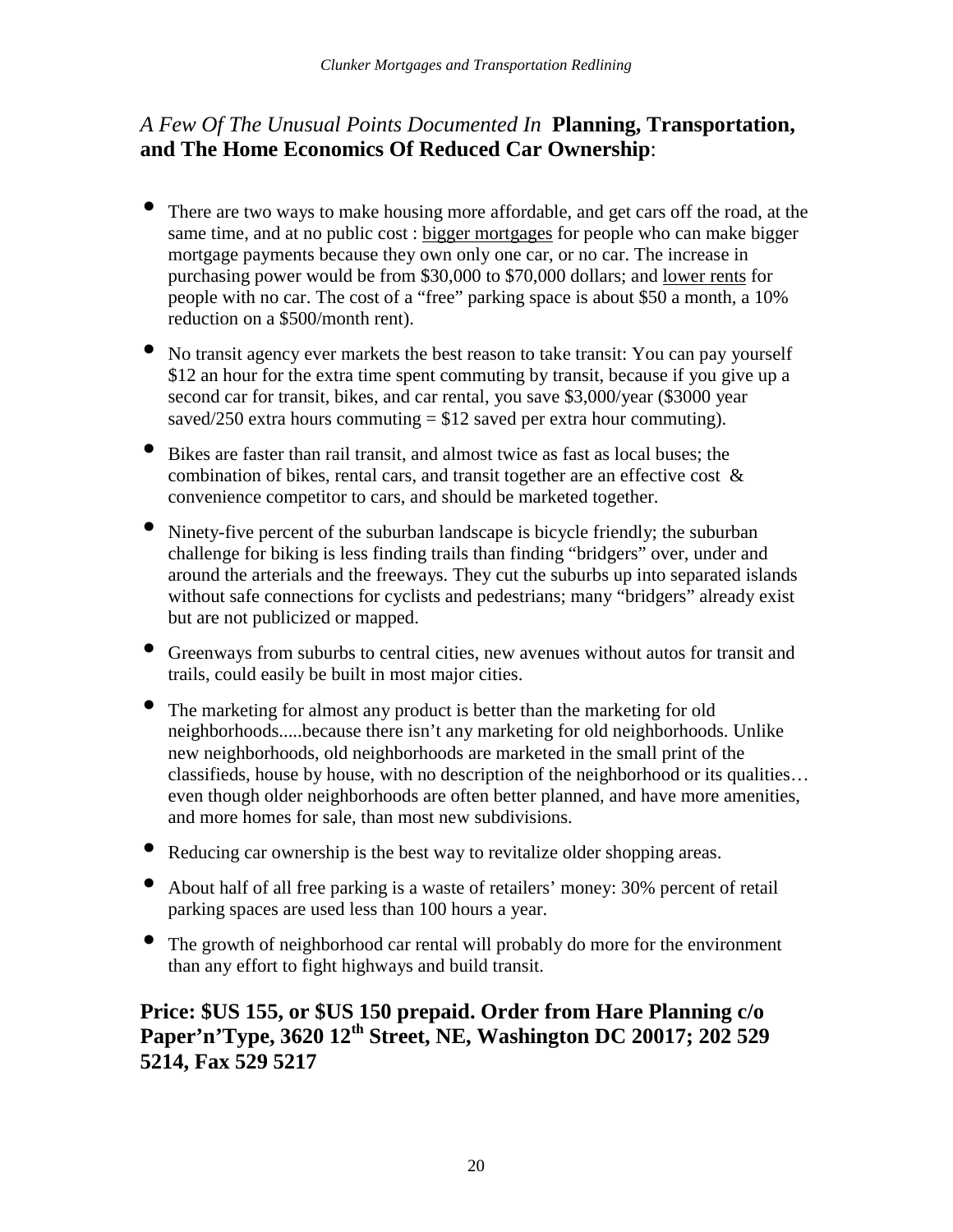## *A Few Of The Unusual Points Documented In* **Planning, Transportation, and The Home Economics Of Reduced Car Ownership**:

- There are two ways to make housing more affordable, and get cars off the road, at the same time, and at no public cost : <u>bigger mortgages</u> for people who can make bigger mortgage payments because they own only one car, or no car. The increase in purchasing power would be from \$30,000 to \$70,000 dollars; and <u>lower rents</u> for people with no car. The cost of a "free" parking space is about \$50 a month, a 10% reduction on a \$500/month rent).
- No transit agency ever markets the best reason to take transit: You can pay yourself \$12 an hour for the extra time spent commuting by transit, because if you give up a second car for transit, bikes, and car rental, you save \$3,000/year (\$3000 year saved/250 extra hours commuting = \$12 saved per extra hour commuting).
- Bikes are faster than rail transit, and almost twice as fast as local buses; the combination of bikes, rental cars, and transit together are an effective cost & convenience competitor to cars, and should be marketed together.
- Ninety-five percent of the suburban landscape is bicycle friendly; the suburban challenge for biking is less finding trails than finding "bridgers" over, under and around the arterials and the freeways. They cut the suburbs up into separated islands without safe connections for cyclists and pedestrians; many "bridgers" already exist but are not publicized or mapped.
- Greenways from suburbs to central cities, new avenues without autos for transit and trails, could easily be built in most major cities.
- The marketing for almost any product is better than the marketing for old neighborhoods.....because there isn't any marketing for old neighborhoods. Unlike new neighborhoods, old neighborhoods are marketed in the small print of the classifieds, house by house, with no description of the neighborhood or its qualities… even though older neighborhoods are often better planned, and have more amenities, and more homes for sale, than most new subdivisions.
- Reducing car ownership is the best way to revitalize older shopping areas.
- About half of all free parking is a waste of retailers' money: 30% percent of retail parking spaces are used less than 100 hours a year.
- The growth of neighborhood car rental will probably do more for the environment than any effort to fight highways and build transit.

**Price: \$US 155, or \$US 150 prepaid. Order from Hare Planning c/o Paper'n'Type, 3620 12th Street, NE, Washington DC 20017; 202 529 5214, Fax 529 5217**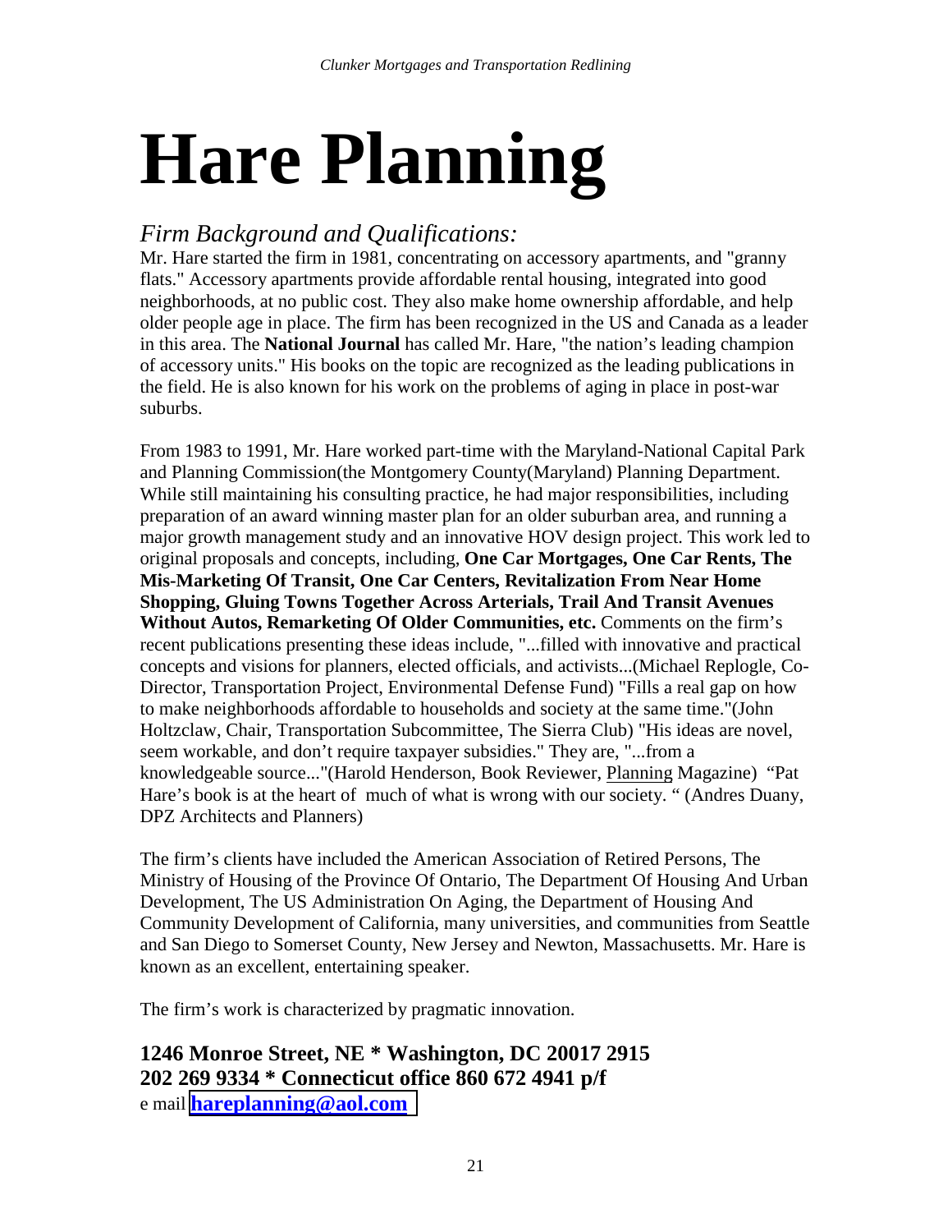# Hare Planning

*Firm Background and Qualifications:*

Mr. Hare started the firm in 1981, concentrating on accessory apartments, and "granny flats." Accessory apartments provide affordable rental housing, integrated into good neighborhoods, at no public cost. They also make home ownership affordable, and help older people age in place. The firm has been recognized in the US and Canada as a leader in this area. The **National Journal** has called Mr. Hare, "the nation's leading champion of accessory units." His books on the topic are recognized as the leading publications in the field. He is also known for his work on the problems of aging in place in post-war suburbs.

From 1983 to 1991, Mr. Hare worked part-time with the Maryland-National Capital Park and Planning Commission(the Montgomery County(Maryland) Planning Department. While still maintaining his consulting practice, he had major responsibilities, including preparation of an award winning master plan for an older suburban area, and running a major growth management study and an innovative HOV design project. This work led to original proposals and concepts, including, **One Car Mortgages, One Car Rents, The Mis-Marketing Of Transit, One Car Centers, Revitalization From Near Home Shopping, Gluing Towns Together Across Arterials, Trail And Transit Avenues Without Autos, Remarketing Of Older Communities, etc.** Comments on the firm's recent publications presenting these ideas include, "...filled with innovative and practical concepts and visions for planners, elected officials, and activists...(Michael Replogle, Co-Director, Transportation Project, Environmental Defense Fund) "Fills a real gap on how to make neighborhoods affordable to households and society at the same time."(John Holtzclaw, Chair, Transportation Subcommittee, The Sierra Club) "His ideas are novel, seem workable, and don't require taxpayer subsidies." They are, "...from a knowledgeable source..."(Harold Henderson, Book Reviewer, Planning Magazine) "Pat Hare's book is at the heart of much of what is wrong with our society. " (Andres Duany, DPZ Architects and Planners)

The firm's clients have included the American Association of Retired Persons, The Ministry of Housing of the Province Of Ontario, The Department Of Housing And Urban Development, The US Administration On Aging, the Department of Housing And Community Development of California, many universities, and communities from Seattle and San Diego to Somerset County, New Jersey and Newton, Massachusetts. Mr. Hare is known as an excellent, entertaining speaker.

The firm's work is characterized by pragmatic innovation.

**1246 Monroe Street, NE * Washington, DC 20017 2915**
**202 269 9334 * Connecticut office 860 672 4941 p/f**
e mail **hareplanning@aol.com**